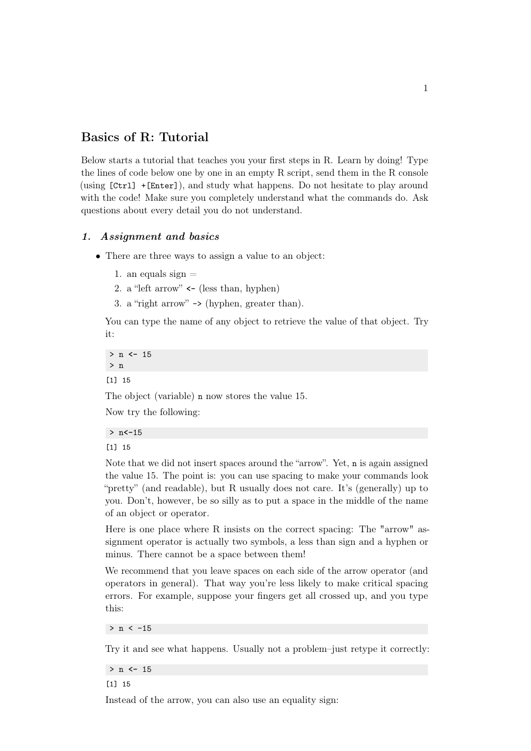# Basics of R: Tutorial

Below starts a tutorial that teaches you your first steps in R. Learn by doing! Type the lines of code below one by one in an empty R script, send them in the R console (using `[Ctrl] +[Enter]`), and study what happens. Do not hesitate to play around with the code! Make sure you completely understand what the commands do. Ask questions about every detail you do not understand.

## *1. Assignment and basics*

- There are three ways to assign a value to an object:
  1. an equals sign =
  2. a "left arrow" `<-` (less than, hyphen)
  3. a "right arrow" `->` (hyphen, greater than).

  You can type the name of any object to retrieve the value of that object. Try it:

  ```
  > n <- 15
  > n
  ```

  ```
  [1] 15
  ```

  The object (variable) `n` now stores the value 15.

  Now try the following:

  ```
  > n<-15
  ```

  ```
  [1] 15
  ```

  Note that we did not insert spaces around the "arrow". Yet, `n` is again assigned the value 15. The point is: you can use spacing to make your commands look "pretty" (and readable), but R usually does not care. It's (generally) up to you. Don't, however, be so silly as to put a space in the middle of the name of an object or operator.

  Here is one place where R insists on the correct spacing: The "arrow" assignment operator is actually two symbols, a less than sign and a hyphen or minus. There cannot be a space between them!

  We recommend that you leave spaces on each side of the arrow operator (and operators in general). That way you're less likely to make critical spacing errors. For example, suppose your fingers get all crossed up, and you type this:

  ```
  > n < -15
  ```

  Try it and see what happens. Usually not a problem–just retype it correctly:

  ```
  > n <- 15
  ```

  ```
  [1] 15
  ```

  Instead of the arrow, you can also use an equality sign: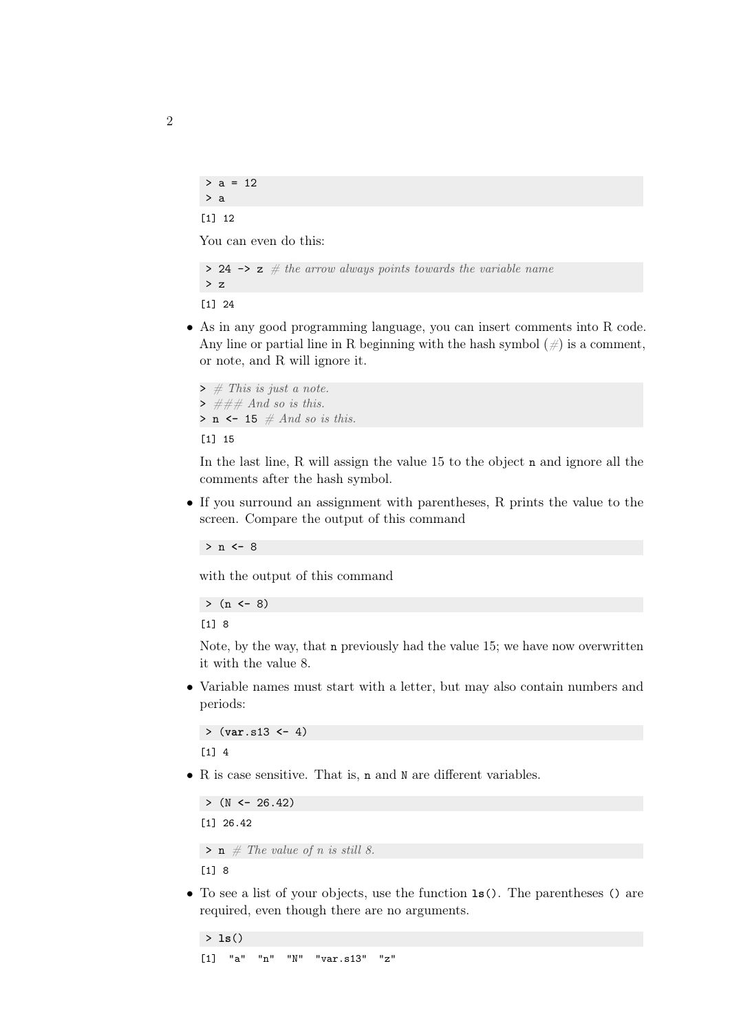```
> a = 12
> a
```

```
[1] 12
```

You can even do this:

```
> 24 -> z # the arrow always points towards the variable name
> z
```

```
[1] 24
```

- As in any good programming language, you can insert comments into R code. Any line or partial line in R beginning with the hash symbol (#) is a comment, or note, and R will ignore it.

  ```
  > # This is just a note.
  > ### And so is this.
  > n <- 15 # And so is this.
  ```

  ```
  [1] 15
  ```

  In the last line, R will assign the value 15 to the object `n` and ignore all the comments after the hash symbol.

- If you surround an assignment with parentheses, R prints the value to the screen. Compare the output of this command

  ```
  > n <- 8
  ```

  with the output of this command

  ```
  > (n <- 8)
  ```

  ```
  [1] 8
  ```

  Note, by the way, that `n` previously had the value 15; we have now overwritten it with the value 8.

- Variable names must start with a letter, but may also contain numbers and periods:

  ```
  > (var.s13 <- 4)
  ```

  ```
  [1] 4
  ```

- R is case sensitive. That is, `n` and `N` are different variables.

  ```
  > (N <- 26.42)
  ```

  ```
  [1] 26.42
  ```

  ```
  > n # The value of n is still 8.
  ```

  ```
  [1] 8
  ```

- To see a list of your objects, use the function `ls()`. The parentheses `()` are required, even though there are no arguments.

  ```
  > ls()
  ```

  ```
  [1] "a"  "n"  "N"  "var.s13"  "z"
  ```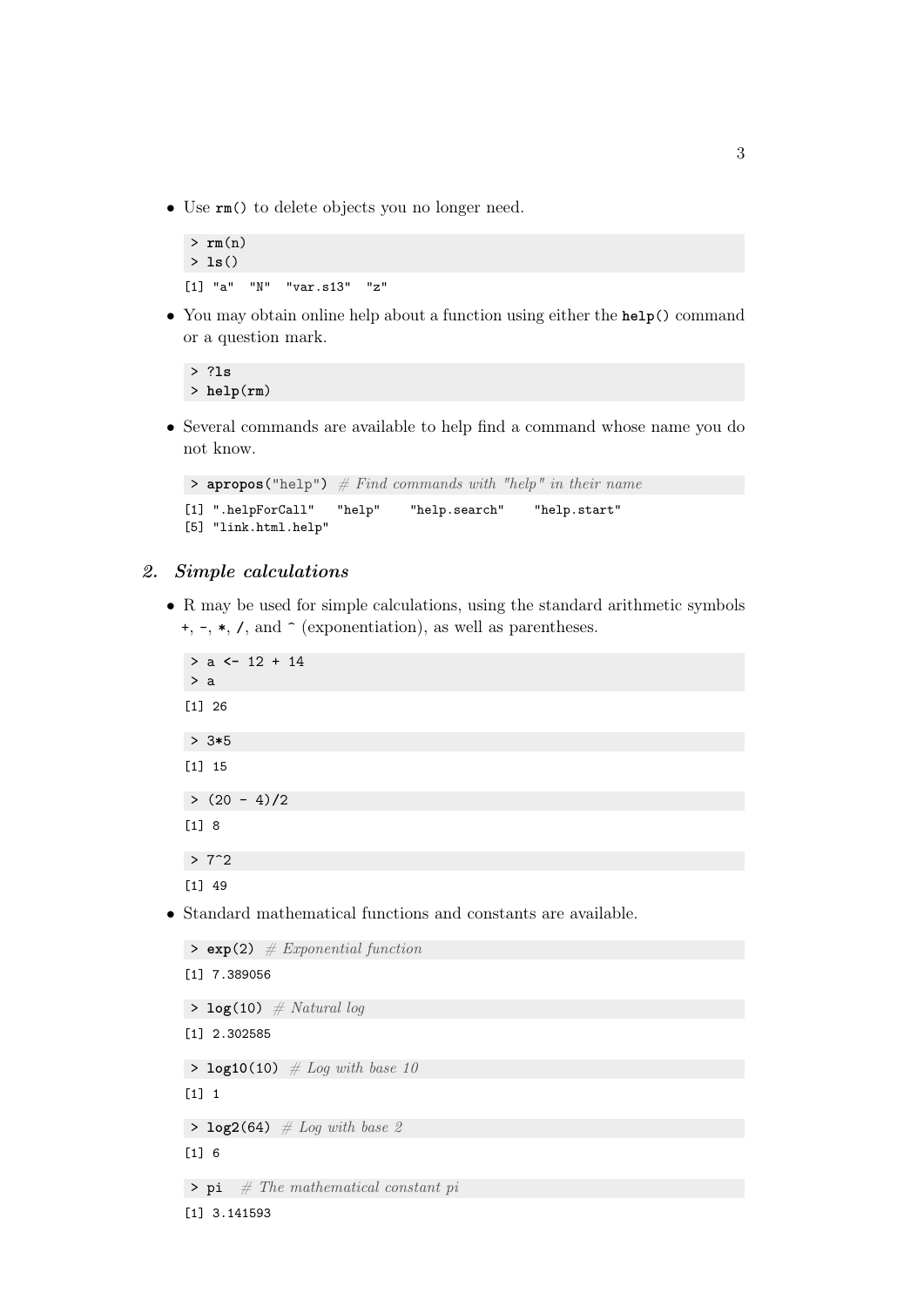- Use `rm()` to delete objects you no longer need.

```
> rm(n)
> ls()
```

```
[1] "a"   "N"   "var.s13"  "z"
```

- You may obtain online help about a function using either the `help()` command or a question mark.

```
> ?ls
> help(rm)
```

- Several commands are available to help find a command whose name you do not know.

```
> apropos("help")  # Find commands with "help" in their name
```

```
[1] ".helpForCall"   "help"    "help.search"    "help.start"
[5] "link.html.help"
```

## 2. *Simple calculations*

- R may be used for simple calculations, using the standard arithmetic symbols `+`, `-`, `*`, `/`, and `^` (exponentiation), as well as parentheses.

```
> a <- 12 + 14
> a
```

```
[1] 26
```

```
> 3*5
```

```
[1] 15
```

```
> (20 - 4)/2
```

```
[1] 8
```

```
> 7^2
```

```
[1] 49
```

- Standard mathematical functions and constants are available.

```
> exp(2)  # Exponential function
```

```
[1] 7.389056
```

```
> log(10)  # Natural log
```

```
[1] 2.302585
```

```
> log10(10)  # Log with base 10
```

```
[1] 1
```

```
> log2(64)  # Log with base 2
```

```
[1] 6
```

```
> pi   # The mathematical constant pi
```

```
[1] 3.141593
```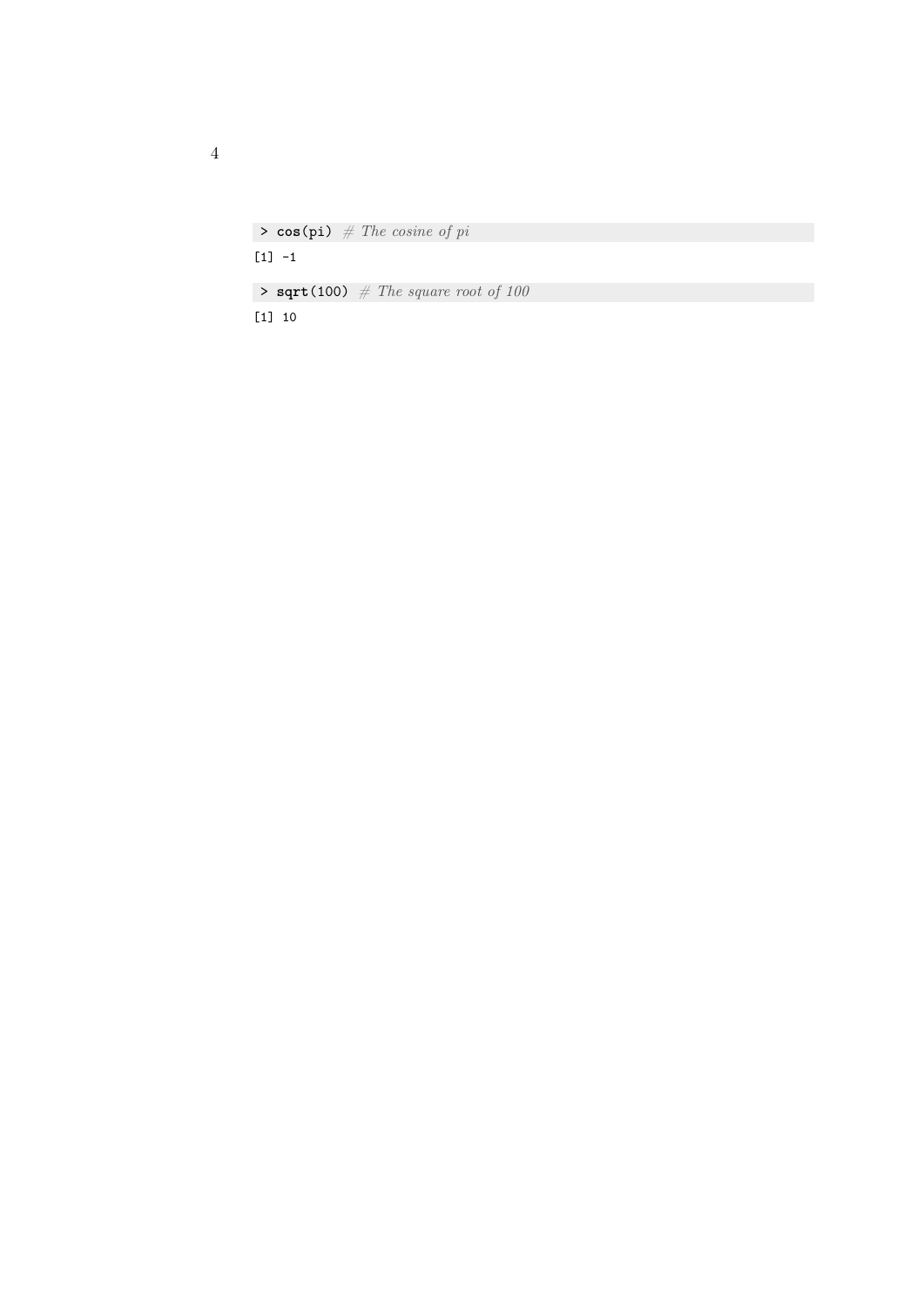```
> cos(pi) # The cosine of pi
```

```
[1] -1
```

```
> sqrt(100) # The square root of 100
```

```
[1] 10
```